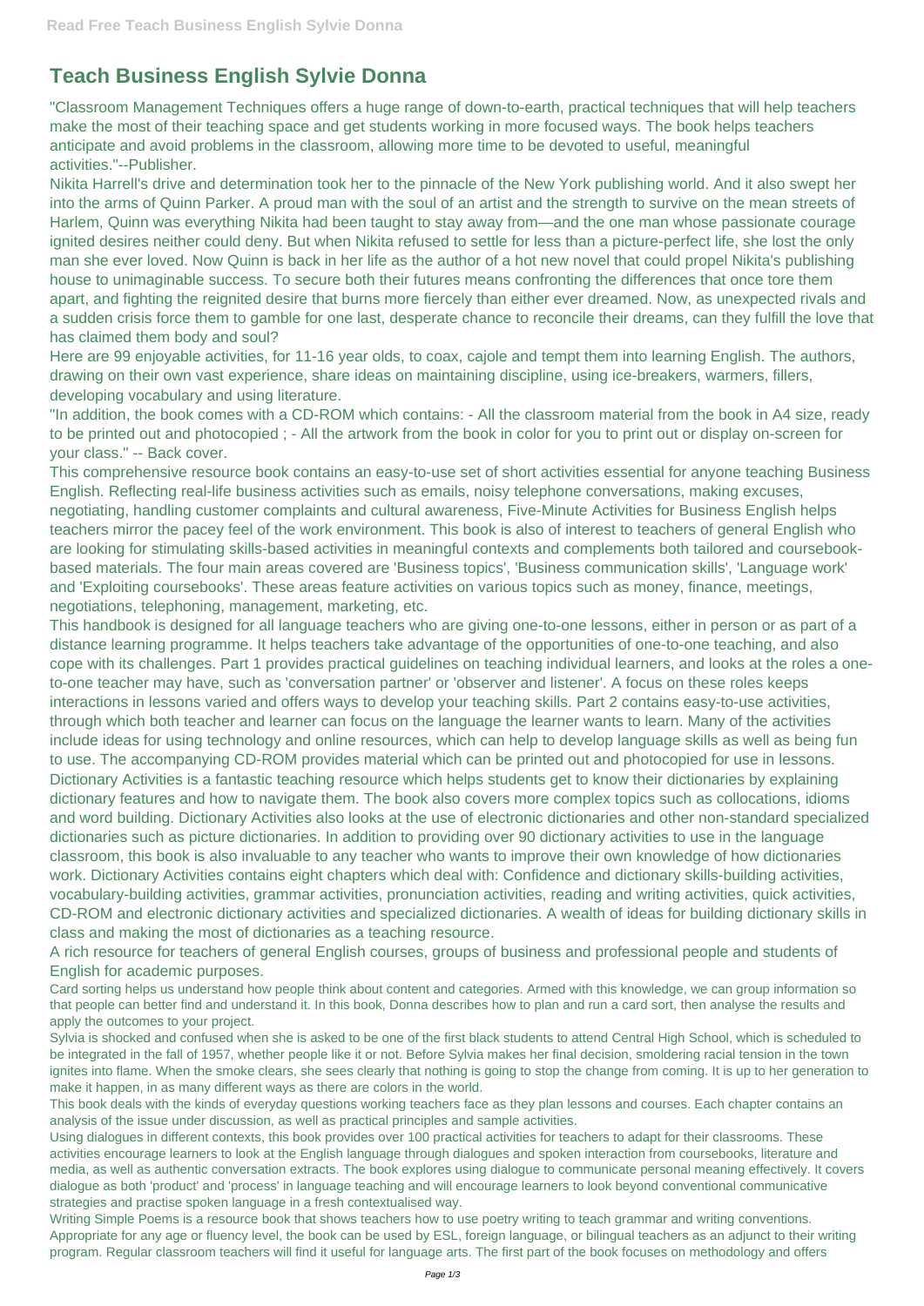# Teach Business English Sylvie Donna

"Classroom Management Techniques offers a huge range of down-to-earth, practical techniques that will help teachers make the most of their teaching space and get students working in more focused ways. The book helps teachers anticipate and avoid problems in the classroom, allowing more time to be devoted to useful, meaningful activities."--Publisher.

Nikita Harrell's drive and determination took her to the pinnacle of the New York publishing world. And it also swept her into the arms of Quinn Parker. A proud man with the soul of an artist and the strength to survive on the mean streets of Harlem, Quinn was everything Nikita had been taught to stay away from—and the one man whose passionate courage ignited desires neither could deny. But when Nikita refused to settle for less than a picture-perfect life, she lost the only man she ever loved. Now Quinn is back in her life as the author of a hot new novel that could propel Nikita's publishing house to unimaginable success. To secure both their futures means confronting the differences that once tore them apart, and fighting the reignited desire that burns more fiercely than either ever dreamed. Now, as unexpected rivals and a sudden crisis force them to gamble for one last, desperate chance to reconcile their dreams, can they fulfill the love that has claimed them body and soul?

Here are 99 enjoyable activities, for 11-16 year olds, to coax, cajole and tempt them into learning English. The authors, drawing on their own vast experience, share ideas on maintaining discipline, using ice-breakers, warmers, fillers, developing vocabulary and using literature.

"In addition, the book comes with a CD-ROM which contains: - All the classroom material from the book in A4 size, ready to be printed out and photocopied ; - All the artwork from the book in color for you to print out or display on-screen for your class." -- Back cover.

This comprehensive resource book contains an easy-to-use set of short activities essential for anyone teaching Business English. Reflecting real-life business activities such as emails, noisy telephone conversations, making excuses, negotiating, handling customer complaints and cultural awareness, Five-Minute Activities for Business English helps teachers mirror the pacey feel of the work environment. This book is also of interest to teachers of general English who are looking for stimulating skills-based activities in meaningful contexts and complements both tailored and coursebook-based materials. The four main areas covered are 'Business topics', 'Business communication skills', 'Language work' and 'Exploiting coursebooks'. These areas feature activities on various topics such as money, finance, meetings, negotiations, telephoning, management, marketing, etc.

This handbook is designed for all language teachers who are giving one-to-one lessons, either in person or as part of a distance learning programme. It helps teachers take advantage of the opportunities of one-to-one teaching, and also cope with its challenges. Part 1 provides practical guidelines on teaching individual learners, and looks at the roles a one-to-one teacher may have, such as 'conversation partner' or 'observer and listener'. A focus on these roles keeps interactions in lessons varied and offers ways to develop your teaching skills. Part 2 contains easy-to-use activities, through which both teacher and learner can focus on the language the learner wants to learn. Many of the activities include ideas for using technology and online resources, which can help to develop language skills as well as being fun to use. The accompanying CD-ROM provides material which can be printed out and photocopied for use in lessons.

Dictionary Activities is a fantastic teaching resource which helps students get to know their dictionaries by explaining dictionary features and how to navigate them. The book also covers more complex topics such as collocations, idioms and word building. Dictionary Activities also looks at the use of electronic dictionaries and other non-standard specialized dictionaries such as picture dictionaries. In addition to providing over 90 dictionary activities to use in the language classroom, this book is also invaluable to any teacher who wants to improve their own knowledge of how dictionaries work. Dictionary Activities contains eight chapters which deal with: Confidence and dictionary skills-building activities, vocabulary-building activities, grammar activities, pronunciation activities, reading and writing activities, quick activities, CD-ROM and electronic dictionary activities and specialized dictionaries. A wealth of ideas for building dictionary skills in class and making the most of dictionaries as a teaching resource.

A rich resource for teachers of general English courses, groups of business and professional people and students of English for academic purposes.

Card sorting helps us understand how people think about content and categories. Armed with this knowledge, we can group information so that people can better find and understand it. In this book, Donna describes how to plan and run a card sort, then analyse the results and apply the outcomes to your project.

Sylvia is shocked and confused when she is asked to be one of the first black students to attend Central High School, which is scheduled to be integrated in the fall of 1957, whether people like it or not. Before Sylvia makes her final decision, smoldering racial tension in the town ignites into flame. When the smoke clears, she sees clearly that nothing is going to stop the change from coming. It is up to her generation to make it happen, in as many different ways as there are colors in the world.

This book deals with the kinds of everyday questions working teachers face as they plan lessons and courses. Each chapter contains an analysis of the issue under discussion, as well as practical principles and sample activities.

Using dialogues in different contexts, this book provides over 100 practical activities for teachers to adapt for their classrooms. These activities encourage learners to look at the English language through dialogues and spoken interaction from coursebooks, literature and media, as well as authentic conversation extracts. The book explores using dialogue to communicate personal meaning effectively. It covers dialogue as both 'product' and 'process' in language teaching and will encourage learners to look beyond conventional communicative strategies and practise spoken language in a fresh contextualised way.

Writing Simple Poems is a resource book that shows teachers how to use poetry writing to teach grammar and writing conventions. Appropriate for any age or fluency level, the book can be used by ESL, foreign language, or bilingual teachers as an adjunct to their writing program. Regular classroom teachers will find it useful for language arts. The first part of the book focuses on methodology and offers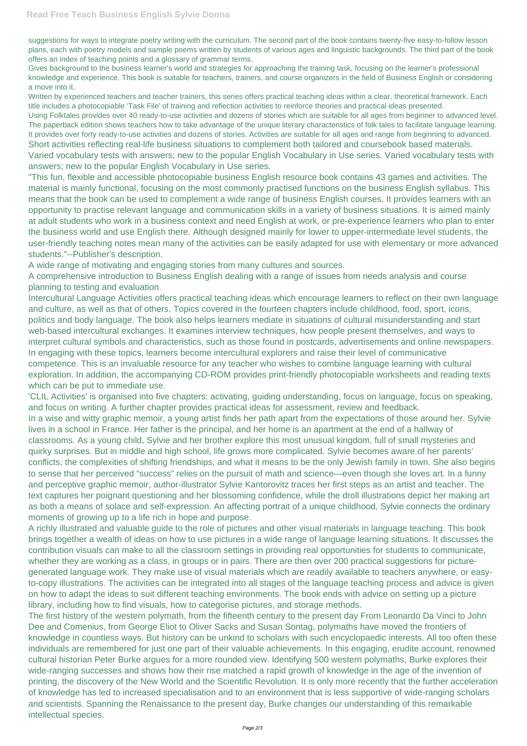suggestions for ways to integrate poetry writing with the curriculum. The second part of the book contains twenty-five easy-to-follow lesson plans, each with poetry models and sample poems written by students of various ages and linguistic backgrounds. The third part of the book offers an index of teaching points and a glossary of grammar terms.

Gives background to the business learner's world and strategies for approaching the training task, focusing on the learner's professional knowledge and experience. This book is suitable for teachers, trainers, and course organizers in the field of Business English or considering a move into it.

Written by experienced teachers and teacher trainers, this series offers practical teaching ideas within a clear, theoretical framework. Each title includes a photocopiable 'Task File' of training and reflection activities to reinforce theories and practical ideas presented.

Using Folktales provides over 40 ready-to-use activities and dozens of stories which are suitable for all ages from beginner to advanced level. The paperback edition shows teachers how to take advantage of the unique literary characteristics of folk tales to facilitate language learning. It provides over forty ready-to-use activities and dozens of stories. Activities are suitable for all ages and range from beginning to advanced.

Short activities reflecting real-life business situations to complement both tailored and coursebook based materials.

Varied vocabulary tests with answers; new to the popular English Vocabulary in Use series. Varied vocabulary tests with answers; new to the popular English Vocabulary in Use series.

"This fun, flexible and accessible photocopiable business English resource book contains 43 games and activities. The material is mainly functional, focusing on the most commonly practised functions on the business English syllabus. This means that the book can be used to complement a wide range of business English courses. It provides learners with an opportunity to practise relevant language and communication skills in a variety of business situations. It is aimed mainly at adult students who work in a business context and need English at work, or pre-experience learners who plan to enter the business world and use English there. Although designed mainly for lower to upper-intermediate level students, the user-friendly teaching notes mean many of the activities can be easily adapted for use with elementary or more advanced students."--Publisher's description.

A wide range of motivating and engaging stories from many cultures and sources.

A comprehensive introduction to Business English dealing with a range of issues from needs analysis and course planning to testing and evaluation.

Intercultural Language Activities offers practical teaching ideas which encourage learners to reflect on their own language and culture, as well as that of others. Topics covered in the fourteen chapters include childhood, food, sport, icons, politics and body language. The book also helps learners mediate in situations of cultural misunderstanding and start web-based intercultural exchanges. It examines interview techniques, how people present themselves, and ways to interpret cultural symbols and characteristics, such as those found in postcards, advertisements and online newspapers. In engaging with these topics, learners become intercultural explorers and raise their level of communicative competence. This is an invaluable resource for any teacher who wishes to combine language learning with cultural exploration. In addition, the accompanying CD-ROM provides print-friendly photocopiable worksheets and reading texts which can be put to immediate use.

'CLIL Activities' is organised into five chapters: activating, guiding understanding, focus on language, focus on speaking, and focus on writing. A further chapter provides practical ideas for assessment, review and feedback.

In a wise and witty graphic memoir, a young artist finds her path apart from the expectations of those around her. Sylvie lives in a school in France. Her father is the principal, and her home is an apartment at the end of a hallway of classrooms. As a young child, Sylvie and her brother explore this most unusual kingdom, full of small mysteries and quirky surprises. But in middle and high school, life grows more complicated. Sylvie becomes aware of her parents' conflicts, the complexities of shifting friendships, and what it means to be the only Jewish family in town. She also begins to sense that her perceived "success" relies on the pursuit of math and science—even though she loves art. In a funny and perceptive graphic memoir, author-illustrator Sylvie Kantorovitz traces her first steps as an artist and teacher. The text captures her poignant questioning and her blossoming confidence, while the droll illustrations depict her making art as both a means of solace and self-expression. An affecting portrait of a unique childhood, Sylvie connects the ordinary moments of growing up to a life rich in hope and purpose.

A richly illustrated and valuable guide to the role of pictures and other visual materials in language teaching. This book brings together a wealth of ideas on how to use pictures in a wide range of language learning situations. It discusses the contribution visuals can make to all the classroom settings in providing real opportunities for students to communicate, whether they are working as a class, in groups or in pairs. There are then over 200 practical suggestions for picture-generated language work. They make use of visual materials which are readily available to teachers anywhere, or easy-to-copy illustrations. The activities can be integrated into all stages of the language teaching process and advice is given on how to adapt the ideas to suit different teaching environments. The book ends with advice on setting up a picture library, including how to find visuals, how to categorise pictures, and storage methods.

The first history of the western polymath, from the fifteenth century to the present day From Leonardo Da Vinci to John Dee and Comenius, from George Eliot to Oliver Sacks and Susan Sontag, polymaths have moved the frontiers of knowledge in countless ways. But history can be unkind to scholars with such encyclopaedic interests. All too often these individuals are remembered for just one part of their valuable achievements. In this engaging, erudite account, renowned cultural historian Peter Burke argues for a more rounded view. Identifying 500 western polymaths, Burke explores their wide-ranging successes and shows how their rise matched a rapid growth of knowledge in the age of the invention of printing, the discovery of the New World and the Scientific Revolution. It is only more recently that the further acceleration of knowledge has led to increased specialisation and to an environment that is less supportive of wide-ranging scholars and scientists. Spanning the Renaissance to the present day, Burke changes our understanding of this remarkable intellectual species.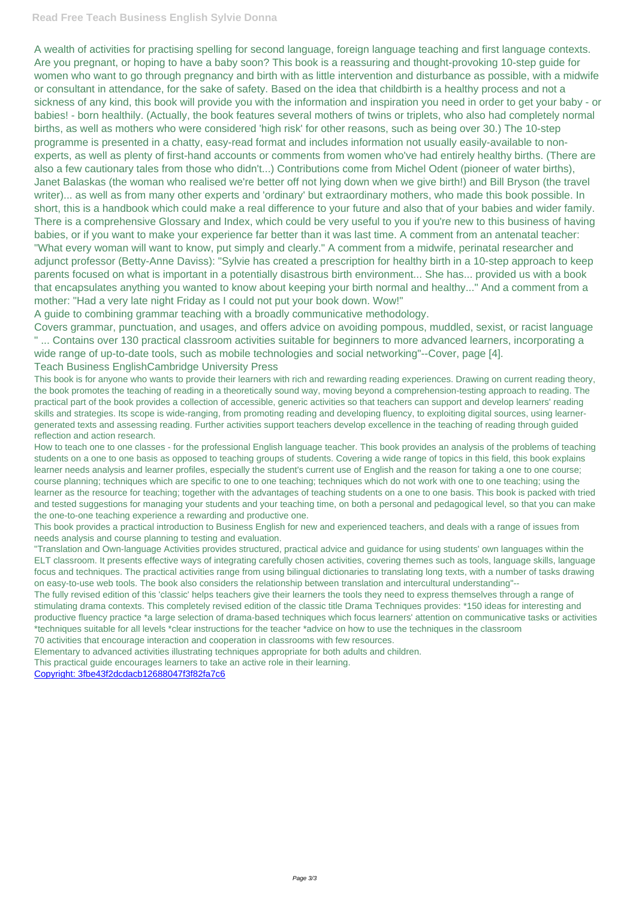A wealth of activities for practising spelling for second language, foreign language teaching and first language contexts.

Are you pregnant, or hoping to have a baby soon? This book is a reassuring and thought-provoking 10-step guide for women who want to go through pregnancy and birth with as little intervention and disturbance as possible, with a midwife or consultant in attendance, for the sake of safety. Based on the idea that childbirth is a healthy process and not a sickness of any kind, this book will provide you with the information and inspiration you need in order to get your baby - or babies! - born healthily. (Actually, the book features several mothers of twins or triplets, who also had completely normal births, as well as mothers who were considered 'high risk' for other reasons, such as being over 30.) The 10-step programme is presented in a chatty, easy-read format and includes information not usually easily-available to non-experts, as well as plenty of first-hand accounts or comments from women who've had entirely healthy births. (There are also a few cautionary tales from those who didn't...) Contributions come from Michel Odent (pioneer of water births), Janet Balaskas (the woman who realised we're better off not lying down when we give birth!) and Bill Bryson (the travel writer)... as well as from many other experts and 'ordinary' but extraordinary mothers, who made this book possible. In short, this is a handbook which could make a real difference to your future and also that of your babies and wider family. There is a comprehensive Glossary and Index, which could be very useful to you if you're new to this business of having babies, or if you want to make your experience far better than it was last time. A comment from an antenatal teacher: "What every woman will want to know, put simply and clearly." A comment from a midwife, perinatal researcher and adjunct professor (Betty-Anne Daviss): "Sylvie has created a prescription for healthy birth in a 10-step approach to keep parents focused on what is important in a potentially disastrous birth environment... She has... provided us with a book that encapsulates anything you wanted to know about keeping your birth normal and healthy..." And a comment from a mother: "Had a very late night Friday as I could not put your book down. Wow!"

A guide to combining grammar teaching with a broadly communicative methodology.

Covers grammar, punctuation, and usages, and offers advice on avoiding pompous, muddled, sexist, or racist language

" ... Contains over 130 practical classroom activities suitable for beginners to more advanced learners, incorporating a wide range of up-to-date tools, such as mobile technologies and social networking"--Cover, page [4].

Teach Business EnglishCambridge University Press

This book is for anyone who wants to provide their learners with rich and rewarding reading experiences. Drawing on current reading theory, the book promotes the teaching of reading in a theoretically sound way, moving beyond a comprehension-testing approach to reading. The practical part of the book provides a collection of accessible, generic activities so that teachers can support and develop learners' reading skills and strategies. Its scope is wide-ranging, from promoting reading and developing fluency, to exploiting digital sources, using learner-generated texts and assessing reading. Further activities support teachers develop excellence in the teaching of reading through guided reflection and action research.

How to teach one to one classes - for the professional English language teacher. This book provides an analysis of the problems of teaching students on a one to one basis as opposed to teaching groups of students. Covering a wide range of topics in this field, this book explains learner needs analysis and learner profiles, especially the student's current use of English and the reason for taking a one to one course; course planning; techniques which are specific to one to one teaching; techniques which do not work with one to one teaching; using the learner as the resource for teaching; together with the advantages of teaching students on a one to one basis. This book is packed with tried and tested suggestions for managing your students and your teaching time, on both a personal and pedagogical level, so that you can make the one-to-one teaching experience a rewarding and productive one.

This book provides a practical introduction to Business English for new and experienced teachers, and deals with a range of issues from needs analysis and course planning to testing and evaluation.

"Translation and Own-language Activities provides structured, practical advice and guidance for using students' own languages within the ELT classroom. It presents effective ways of integrating carefully chosen activities, covering themes such as tools, language skills, language focus and techniques. The practical activities range from using bilingual dictionaries to translating long texts, with a number of tasks drawing on easy-to-use web tools. The book also considers the relationship between translation and intercultural understanding"--

The fully revised edition of this 'classic' helps teachers give their learners the tools they need to express themselves through a range of stimulating drama contexts. This completely revised edition of the classic title Drama Techniques provides: *150 ideas for interesting and productive fluency practice *a large selection of drama-based techniques which focus learners' attention on communicative tasks or activities *techniques suitable for all levels *clear instructions for the teacher *advice on how to use the techniques in the classroom

70 activities that encourage interaction and cooperation in classrooms with few resources.

Elementary to advanced activities illustrating techniques appropriate for both adults and children.

This practical guide encourages learners to take an active role in their learning.

Copyright: 3fbe43f2dcdacb12688047f3f82fa7c6